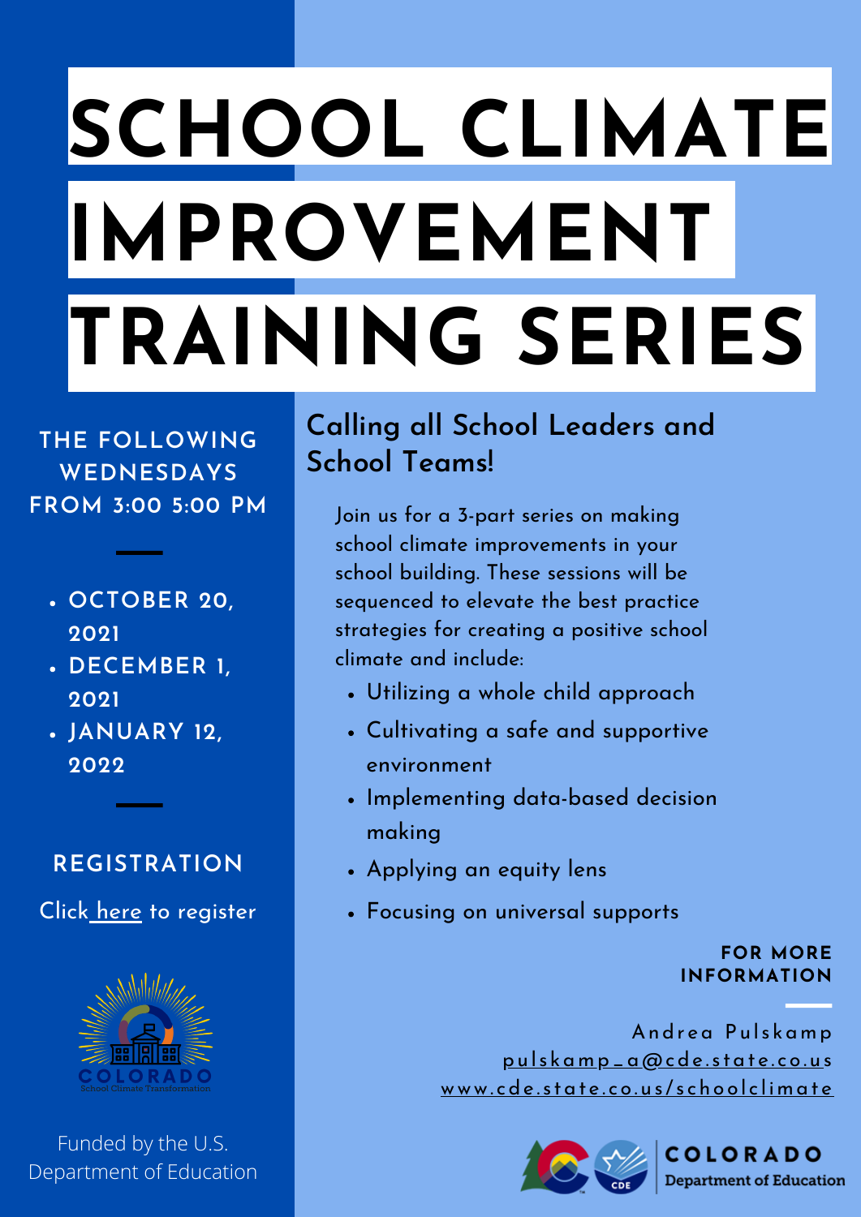# SCHOOL CLIMATE IMPROVEMENT TRAINING SERIES

**THE FOLLOWING WEDNESDAYS FROM 3:00 5:00 PM**

- **OCTOBER 20, 2021**
- **DECEMBER 1, 2021**
- **JANUARY 12, 2022**

**REGISTRATION**

Click here to register

COLORADO School Climate Transformation

Funded by the U.S. Department of Education

## Calling all School Leaders and School Teams!

Join us for a 3-part series on making school climate improvements in your school building. These sessions will be sequenced to elevate the best practice strategies for creating a positive school climate and include:

- Utilizing a whole child approach
- Cultivating a safe and supportive environment
- Implementing data-based decision making
- Applying an equity lens
- Focusing on universal supports

**FOR MORE INFORMATION**

Andrea Pulskamp
pulskamp_a@cde.state.co.us
www.cde.state.co.us/schoolclimate

COLORADO Department of Education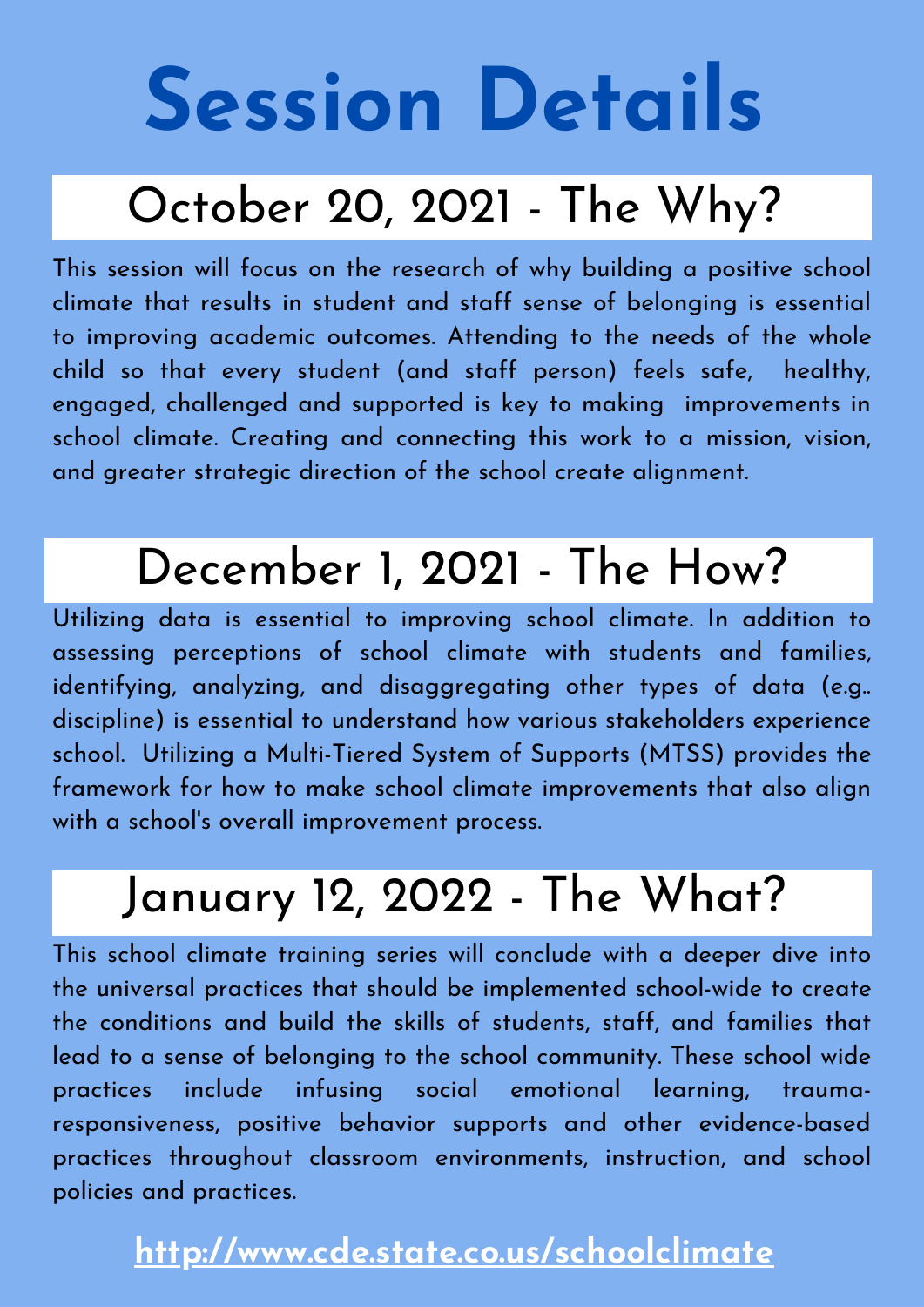# Session Details

## October 20, 2021 - The Why?

This session will focus on the research of why building a positive school climate that results in student and staff sense of belonging is essential to improving academic outcomes. Attending to the needs of the whole child so that every student (and staff person) feels safe, healthy, engaged, challenged and supported is key to making improvements in school climate. Creating and connecting this work to a mission, vision, and greater strategic direction of the school create alignment.

## December 1, 2021 - The How?

Utilizing data is essential to improving school climate. In addition to assessing perceptions of school climate with students and families, identifying, analyzing, and disaggregating other types of data (e.g.. discipline) is essential to understand how various stakeholders experience school. Utilizing a Multi-Tiered System of Supports (MTSS) provides the framework for how to make school climate improvements that also align with a school's overall improvement process.

## January 12, 2022 - The What?

This school climate training series will conclude with a deeper dive into the universal practices that should be implemented school-wide to create the conditions and build the skills of students, staff, and families that lead to a sense of belonging to the school community. These school wide practices include infusing social emotional learning, trauma-responsiveness, positive behavior supports and other evidence-based practices throughout classroom environments, instruction, and school policies and practices.

**http://www.cde.state.co.us/schoolclimate**